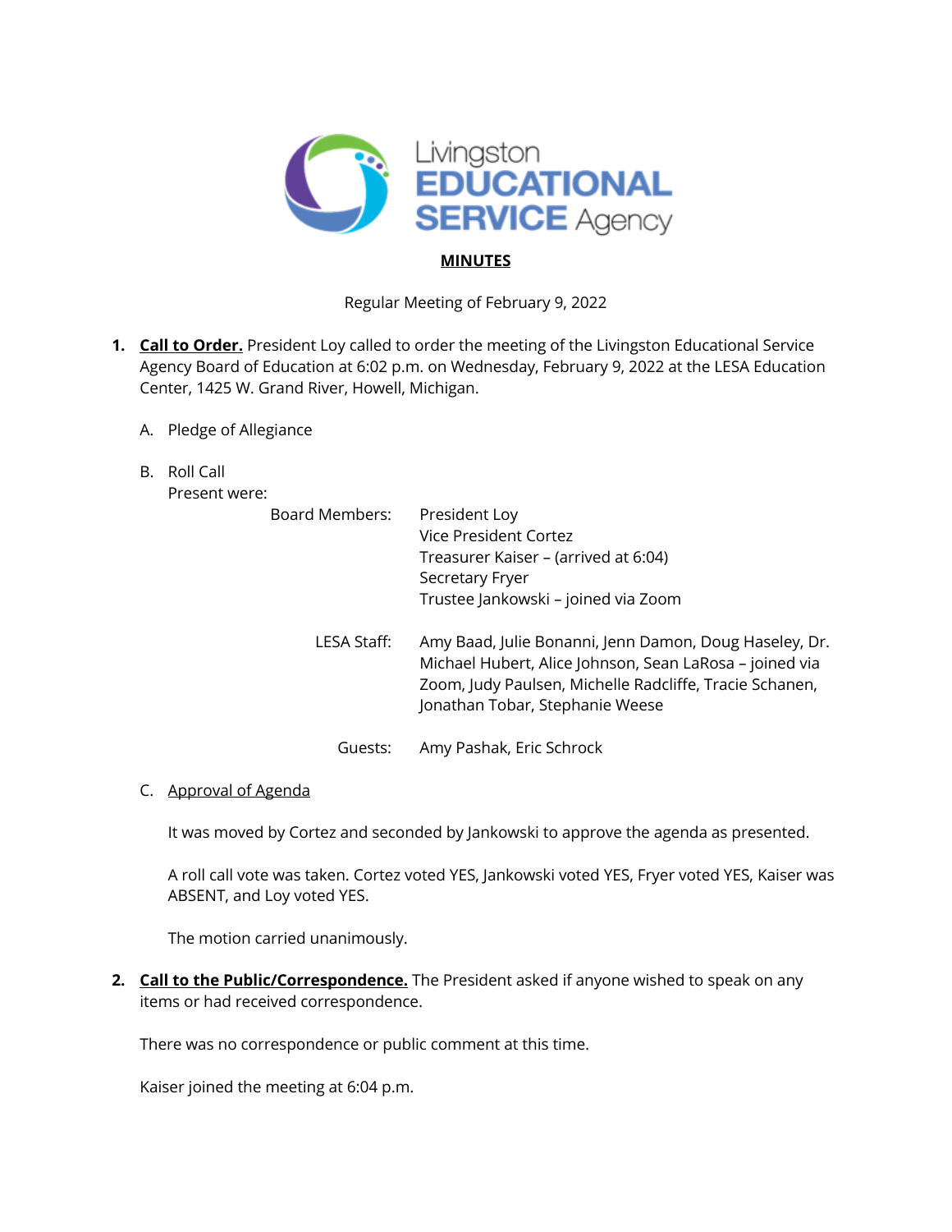Livingston EDUCATIONAL SERVICE Agency

**MINUTES**

Regular Meeting of February 9, 2022

1. **Call to Order.** President Loy called to order the meeting of the Livingston Educational Service Agency Board of Education at 6:02 p.m. on Wednesday, February 9, 2022 at the LESA Education Center, 1425 W. Grand River, Howell, Michigan.

   A. Pledge of Allegiance

   B. Roll Call
   Present were:

   | | |
   |---|---|
   | Board Members: | President Loy<br>Vice President Cortez<br>Treasurer Kaiser – (arrived at 6:04)<br>Secretary Fryer<br>Trustee Jankowski – joined via Zoom |
   | LESA Staff: | Amy Baad, Julie Bonanni, Jenn Damon, Doug Haseley, Dr. Michael Hubert, Alice Johnson, Sean LaRosa – joined via Zoom, Judy Paulsen, Michelle Radcliffe, Tracie Schanen, Jonathan Tobar, Stephanie Weese |
   | Guests: | Amy Pashak, Eric Schrock |

   C. Approval of Agenda

   It was moved by Cortez and seconded by Jankowski to approve the agenda as presented.

   A roll call vote was taken. Cortez voted YES, Jankowski voted YES, Fryer voted YES, Kaiser was ABSENT, and Loy voted YES.

   The motion carried unanimously.

2. **Call to the Public/Correspondence.** The President asked if anyone wished to speak on any items or had received correspondence.

   There was no correspondence or public comment at this time.

   Kaiser joined the meeting at 6:04 p.m.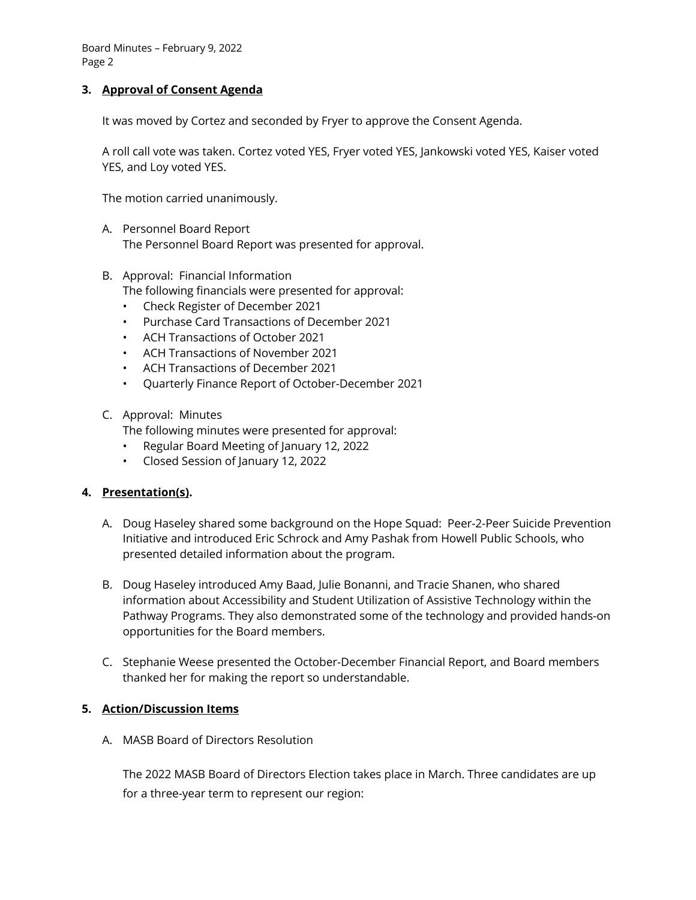## 3. **Approval of Consent Agenda**

It was moved by Cortez and seconded by Fryer to approve the Consent Agenda.

A roll call vote was taken. Cortez voted YES, Fryer voted YES, Jankowski voted YES, Kaiser voted YES, and Loy voted YES.

The motion carried unanimously.

A. Personnel Board Report
   The Personnel Board Report was presented for approval.

B. Approval: Financial Information
   The following financials were presented for approval:
   - Check Register of December 2021
   - Purchase Card Transactions of December 2021
   - ACH Transactions of October 2021
   - ACH Transactions of November 2021
   - ACH Transactions of December 2021
   - Quarterly Finance Report of October-December 2021

C. Approval: Minutes
   The following minutes were presented for approval:
   - Regular Board Meeting of January 12, 2022
   - Closed Session of January 12, 2022

## 4. **Presentation(s).**

A. Doug Haseley shared some background on the Hope Squad: Peer-2-Peer Suicide Prevention Initiative and introduced Eric Schrock and Amy Pashak from Howell Public Schools, who presented detailed information about the program.

B. Doug Haseley introduced Amy Baad, Julie Bonanni, and Tracie Shanen, who shared information about Accessibility and Student Utilization of Assistive Technology within the Pathway Programs. They also demonstrated some of the technology and provided hands-on opportunities for the Board members.

C. Stephanie Weese presented the October-December Financial Report, and Board members thanked her for making the report so understandable.

## 5. **Action/Discussion Items**

A. MASB Board of Directors Resolution

   The 2022 MASB Board of Directors Election takes place in March. Three candidates are up for a three-year term to represent our region: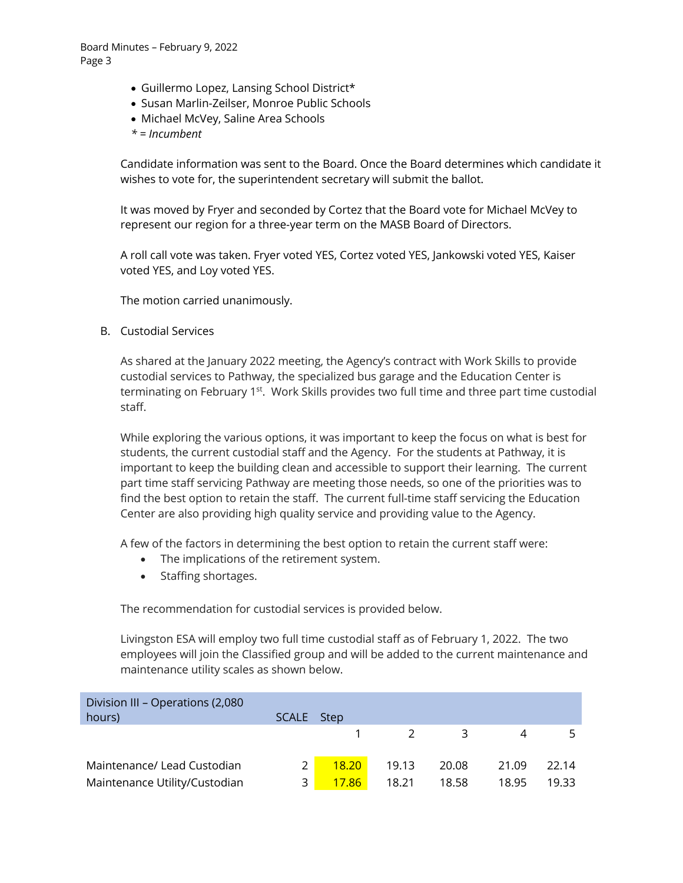- Guillermo Lopez, Lansing School District*
- Susan Marlin-Zeilser, Monroe Public Schools
- Michael McVey, Saline Area Schools

*\* = Incumbent*

Candidate information was sent to the Board. Once the Board determines which candidate it wishes to vote for, the superintendent secretary will submit the ballot.

It was moved by Fryer and seconded by Cortez that the Board vote for Michael McVey to represent our region for a three-year term on the MASB Board of Directors.

A roll call vote was taken. Fryer voted YES, Cortez voted YES, Jankowski voted YES, Kaiser voted YES, and Loy voted YES.

The motion carried unanimously.

B. Custodial Services

As shared at the January 2022 meeting, the Agency's contract with Work Skills to provide custodial services to Pathway, the specialized bus garage and the Education Center is terminating on February 1st. Work Skills provides two full time and three part time custodial staff.

While exploring the various options, it was important to keep the focus on what is best for students, the current custodial staff and the Agency. For the students at Pathway, it is important to keep the building clean and accessible to support their learning. The current part time staff servicing Pathway are meeting those needs, so one of the priorities was to find the best option to retain the staff. The current full-time staff servicing the Education Center are also providing high quality service and providing value to the Agency.

A few of the factors in determining the best option to retain the current staff were:

- The implications of the retirement system.
- Staffing shortages.

The recommendation for custodial services is provided below.

Livingston ESA will employ two full time custodial staff as of February 1, 2022. The two employees will join the Classified group and will be added to the current maintenance and maintenance utility scales as shown below.

| Division III – Operations (2,080 hours) | SCALE | Step | | | | |
|---|---|---|---|---|---|---|
| | | 1 | 2 | 3 | 4 | 5 |
| Maintenance/ Lead Custodian | 2 | 18.20 | 19.13 | 20.08 | 21.09 | 22.14 |
| Maintenance Utility/Custodian | 3 | 17.86 | 18.21 | 18.58 | 18.95 | 19.33 |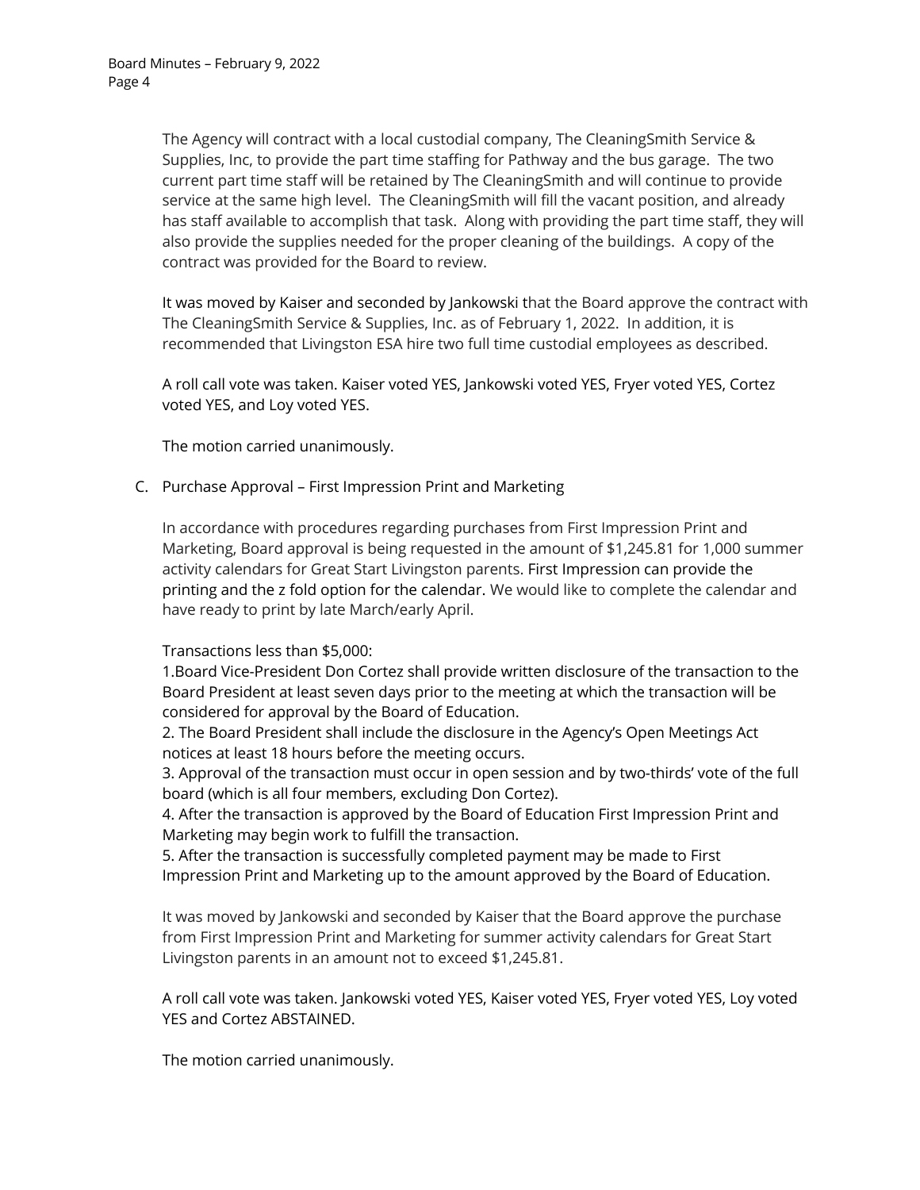The Agency will contract with a local custodial company, The CleaningSmith Service & Supplies, Inc, to provide the part time staffing for Pathway and the bus garage. The two current part time staff will be retained by The CleaningSmith and will continue to provide service at the same high level. The CleaningSmith will fill the vacant position, and already has staff available to accomplish that task. Along with providing the part time staff, they will also provide the supplies needed for the proper cleaning of the buildings. A copy of the contract was provided for the Board to review.

It was moved by Kaiser and seconded by Jankowski that the Board approve the contract with The CleaningSmith Service & Supplies, Inc. as of February 1, 2022. In addition, it is recommended that Livingston ESA hire two full time custodial employees as described.

A roll call vote was taken. Kaiser voted YES, Jankowski voted YES, Fryer voted YES, Cortez voted YES, and Loy voted YES.

The motion carried unanimously.

C. Purchase Approval – First Impression Print and Marketing

In accordance with procedures regarding purchases from First Impression Print and Marketing, Board approval is being requested in the amount of $1,245.81 for 1,000 summer activity calendars for Great Start Livingston parents. First Impression can provide the printing and the z fold option for the calendar. We would like to complete the calendar and have ready to print by late March/early April.

Transactions less than $5,000:
1. Board Vice-President Don Cortez shall provide written disclosure of the transaction to the Board President at least seven days prior to the meeting at which the transaction will be considered for approval by the Board of Education.
2. The Board President shall include the disclosure in the Agency's Open Meetings Act notices at least 18 hours before the meeting occurs.
3. Approval of the transaction must occur in open session and by two-thirds' vote of the full board (which is all four members, excluding Don Cortez).
4. After the transaction is approved by the Board of Education First Impression Print and Marketing may begin work to fulfill the transaction.
5. After the transaction is successfully completed payment may be made to First Impression Print and Marketing up to the amount approved by the Board of Education.

It was moved by Jankowski and seconded by Kaiser that the Board approve the purchase from First Impression Print and Marketing for summer activity calendars for Great Start Livingston parents in an amount not to exceed $1,245.81.

A roll call vote was taken. Jankowski voted YES, Kaiser voted YES, Fryer voted YES, Loy voted YES and Cortez ABSTAINED.

The motion carried unanimously.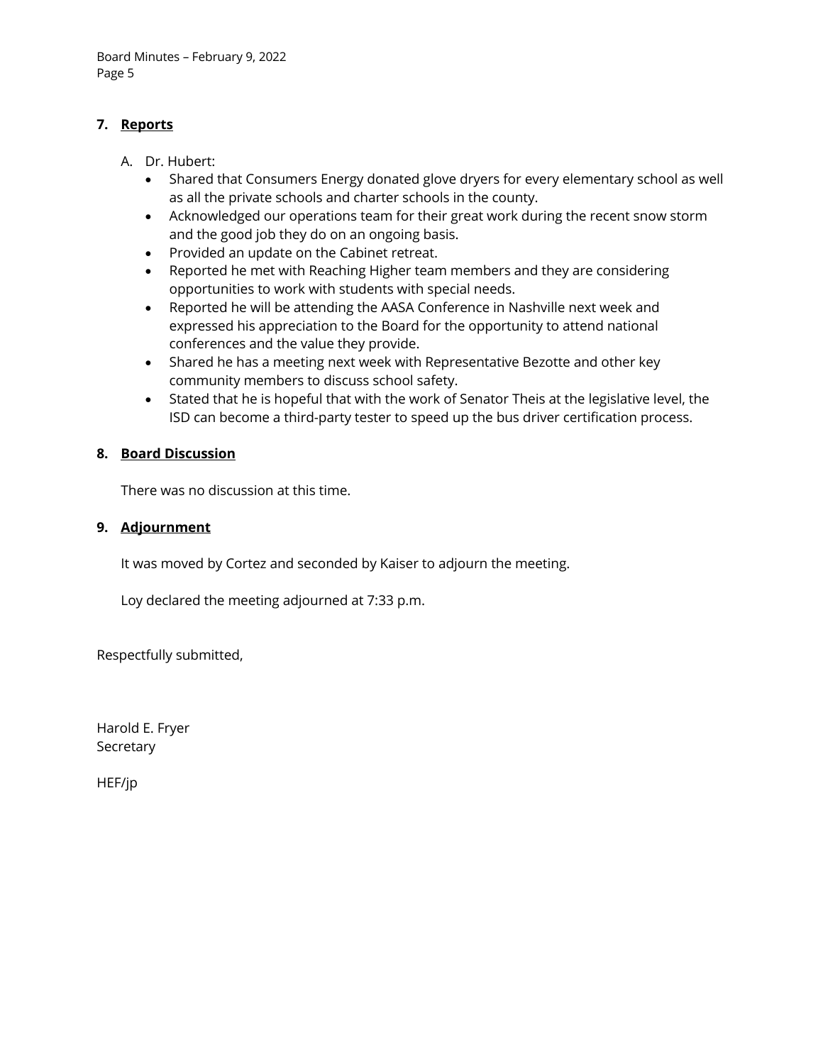## 7. Reports

A. Dr. Hubert:

- Shared that Consumers Energy donated glove dryers for every elementary school as well as all the private schools and charter schools in the county.
- Acknowledged our operations team for their great work during the recent snow storm and the good job they do on an ongoing basis.
- Provided an update on the Cabinet retreat.
- Reported he met with Reaching Higher team members and they are considering opportunities to work with students with special needs.
- Reported he will be attending the AASA Conference in Nashville next week and expressed his appreciation to the Board for the opportunity to attend national conferences and the value they provide.
- Shared he has a meeting next week with Representative Bezotte and other key community members to discuss school safety.
- Stated that he is hopeful that with the work of Senator Theis at the legislative level, the ISD can become a third-party tester to speed up the bus driver certification process.

## 8. Board Discussion

There was no discussion at this time.

## 9. Adjournment

It was moved by Cortez and seconded by Kaiser to adjourn the meeting.

Loy declared the meeting adjourned at 7:33 p.m.

Respectfully submitted,

Harold E. Fryer
Secretary

HEF/jp